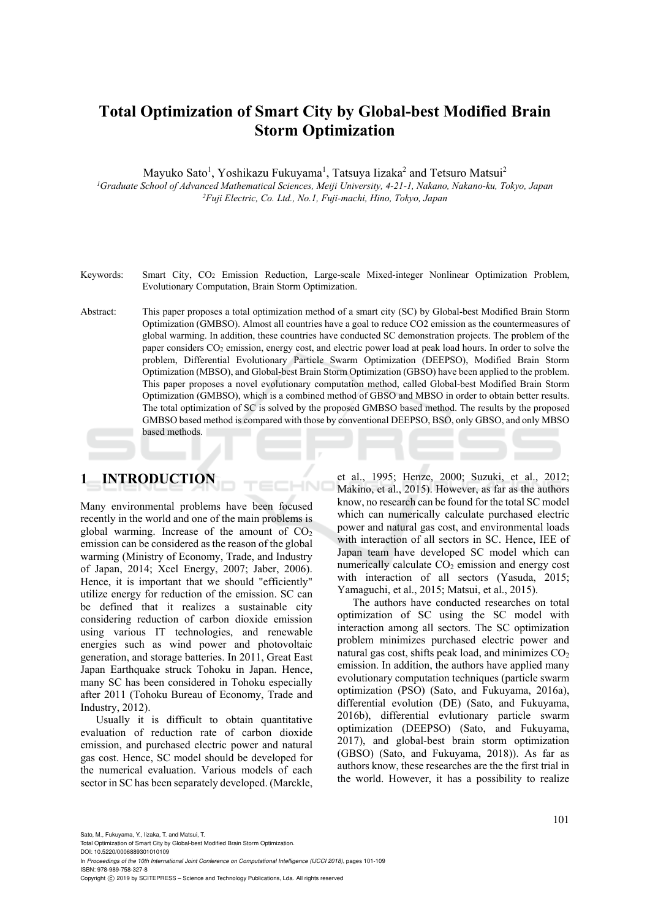# Total Optimization of Smart City by Global-best Modified Brain Storm Optimization

Mayuko Sato[1], Yoshikazu Fukuyama[1], Tatsuya Iizaka[2] and Tetsuro Matsui[2]

[1]Graduate School of Advanced Mathematical Sciences, Meiji University, 4-21-1, Nakano, Nakano-ku, Tokyo, Japan
[2]Fuji Electric, Co. Ltd., No.1, Fuji-machi, Hino, Tokyo, Japan

Keywords: Smart City, $CO_2$ Emission Reduction, Large-scale Mixed-integer Nonlinear Optimization Problem, Evolutionary Computation, Brain Storm Optimization.

Abstract: This paper proposes a total optimization method of a smart city (SC) by Global-best Modified Brain Storm Optimization (GMBSO). Almost all countries have a goal to reduce CO2 emission as the countermeasures of global warming. In addition, these countries have conducted SC demonstration projects. The problem of the paper considers $CO_2$ emission, energy cost, and electric power load at peak load hours. In order to solve the problem, Differential Evolutionary Particle Swarm Optimization (DEEPSO), Modified Brain Storm Optimization (MBSO), and Global-best Brain Storm Optimization (GBSO) have been applied to the problem. This paper proposes a novel evolutionary computation method, called Global-best Modified Brain Storm Optimization (GMBSO), which is a combined method of GBSO and MBSO in order to obtain better results. The total optimization of SC is solved by the proposed GMBSO based method. The results by the proposed GMBSO based method is compared with those by conventional DEEPSO, BSO, only GBSO, and only MBSO based methods.

## 1 INTRODUCTION

Many environmental problems have been focused recently in the world and one of the main problems is global warming. Increase of the amount of $CO_2$ emission can be considered as the reason of the global warming (Ministry of Economy, Trade, and Industry of Japan, 2014; Xcel Energy, 2007; Jaber, 2006). Hence, it is important that we should "efficiently" utilize energy for reduction of the emission. SC can be defined that it realizes a sustainable city considering reduction of carbon dioxide emission using various IT technologies, and renewable energies such as wind power and photovoltaic generation, and storage batteries. In 2011, Great East Japan Earthquake struck Tohoku in Japan. Hence, many SC has been considered in Tohoku especially after 2011 (Tohoku Bureau of Economy, Trade and Industry, 2012).

Usually it is difficult to obtain quantitative evaluation of reduction rate of carbon dioxide emission, and purchased electric power and natural gas cost. Hence, SC model should be developed for the numerical evaluation. Various models of each sector in SC has been separately developed. (Marckle, et al., 1995; Henze, 2000; Suzuki, et al., 2012; Makino, et al., 2015). However, as far as the authors know, no research can be found for the total SC model which can numerically calculate purchased electric power and natural gas cost, and environmental loads with interaction of all sectors in SC. Hence, IEE of Japan team have developed SC model which can numerically calculate $CO_2$ emission and energy cost with interaction of all sectors (Yasuda, 2015; Yamaguchi, et al., 2015; Matsui, et al., 2015).

The authors have conducted researches on total optimization of SC using the SC model with interaction among all sectors. The SC optimization problem minimizes purchased electric power and natural gas cost, shifts peak load, and minimizes $CO_2$ emission. In addition, the authors have applied many evolutionary computation techniques (particle swarm optimization (PSO) (Sato, and Fukuyama, 2016a), differential evolution (DE) (Sato, and Fukuyama, 2016b), differential evlutionary particle swarm optimization (DEEPSO) (Sato, and Fukuyama, 2017), and global-best brain storm optimization (GBSO) (Sato, and Fukuyama, 2018)). As far as authors know, these researches are the the first trial in the world. However, it has a possibility to realize

Sato, M., Fukuyama, Y., Iizaka, T. and Matsui, T.
Total Optimization of Smart City by Global-best Modified Brain Storm Optimization.
DOI: 10.5220/0006889301010109
In *Proceedings of the 10th International Joint Conference on Computational Intelligence (IJCCI 2018)*, pages 101-109
ISBN: 978-989-758-327-8
Copyright © 2019 by SCITEPRESS – Science and Technology Publications, Lda. All rights reserved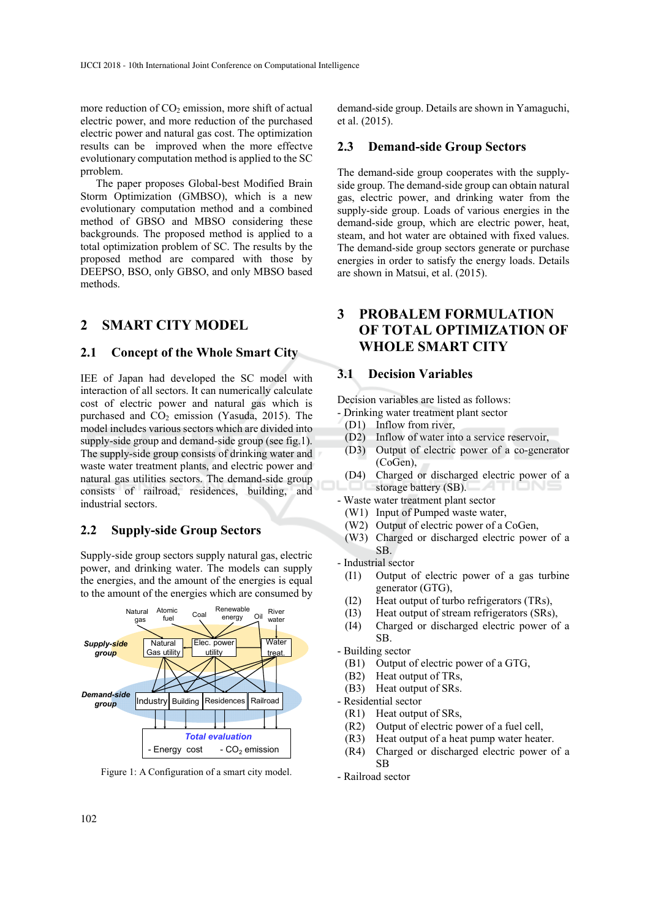more reduction of $CO_2$ emission, more shift of actual electric power, and more reduction of the purchased electric power and natural gas cost. The optimization results can be improved when the more effectve evolutionary computation method is applied to the SC prroblem.

The paper proposes Global-best Modified Brain Storm Optimization (GMBSO), which is a new evolutionary computation method and a combined method of GBSO and MBSO considering these backgrounds. The proposed method is applied to a total optimization problem of SC. The results by the proposed method are compared with those by DEEPSO, BSO, only GBSO, and only MBSO based methods.

# 2 SMART CITY MODEL

## 2.1 Concept of the Whole Smart City

IEE of Japan had developed the SC model with interaction of all sectors. It can numerically calculate cost of electric power and natural gas which is purchased and $CO_2$ emission (Yasuda, 2015). The model includes various sectors which are divided into supply-side group and demand-side group (see fig.1). The supply-side group consists of drinking water and waste water treatment plants, and electric power and natural gas utilities sectors. The demand-side group consists of railroad, residences, building, and industrial sectors.

## 2.2 Supply-side Group Sectors

Supply-side group sectors supply natural gas, electric power, and drinking water. The models can supply the energies, and the amount of the energies is equal to the amount of the energies which are consumed by demand-side group. Details are shown in Yamaguchi, et al. (2015).

Figure 1: A Configuration of a smart city model.

## 2.3 Demand-side Group Sectors

The demand-side group cooperates with the supply-side group. The demand-side group can obtain natural gas, electric power, and drinking water from the supply-side group. Loads of various energies in the demand-side group, which are electric power, heat, steam, and hot water are obtained with fixed values. The demand-side group sectors generate or purchase energies in order to satisfy the energy loads. Details are shown in Matsui, et al. (2015).

# 3 PROBALEM FORMULATION OF TOTAL OPTIMIZATION OF WHOLE SMART CITY

## 3.1 Decision Variables

Decision variables are listed as follows:

- Drinking water treatment plant sector
  - (D1) Inflow from river,
  - (D2) Inflow of water into a service reservoir,
  - (D3) Output of electric power of a co-generator (CoGen),
  - (D4) Charged or discharged electric power of a storage battery (SB).
- Waste water treatment plant sector
  - (W1) Input of Pumped waste water,
  - (W2) Output of electric power of a CoGen,
  - (W3) Charged or discharged electric power of a SB.
- Industrial sector
  - (I1) Output of electric power of a gas turbine generator (GTG),
  - (I2) Heat output of turbo refrigerators (TRs),
  - (I3) Heat output of stream refrigerators (SRs),
  - (I4) Charged or discharged electric power of a SB.
- Building sector
  - (B1) Output of electric power of a GTG,
  - (B2) Heat output of TRs,
  - (B3) Heat output of SRs.
- Residential sector
  - (R1) Heat output of SRs,
  - (R2) Output of electric power of a fuel cell,
  - (R3) Heat output of a heat pump water heater.
  - (R4) Charged or discharged electric power of a SB
- Railroad sector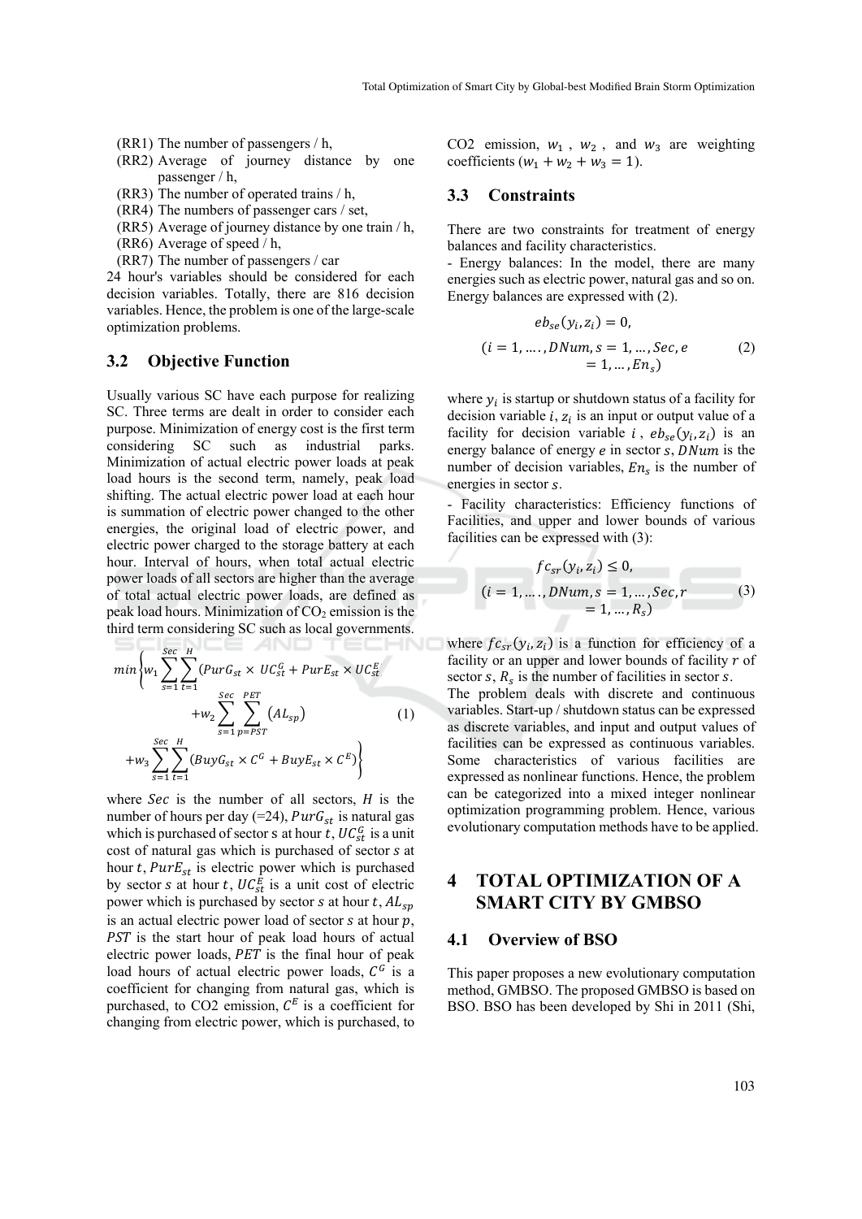(RR1) The number of passengers / h,
(RR2) Average of journey distance by one passenger / h,
(RR3) The number of operated trains / h,
(RR4) The numbers of passenger cars / set,
(RR5) Average of journey distance by one train / h,
(RR6) Average of speed / h,
(RR7) The number of passengers / car

24 hour's variables should be considered for each decision variables. Totally, there are 816 decision variables. Hence, the problem is one of the large-scale optimization problems.

### 3.2 Objective Function

Usually various SC have each purpose for realizing SC. Three terms are dealt in order to consider each purpose. Minimization of energy cost is the first term considering SC such as industrial parks. Minimization of actual electric power loads at peak load hours is the second term, namely, peak load shifting. The actual electric power load at each hour is summation of electric power changed to the other energies, the original load of electric power, and electric power charged to the storage battery at each hour. Interval of hours, when total actual electric power loads of all sectors are higher than the average of total actual electric power loads, are defined as peak load hours. Minimization of $CO_2$ emission is the third term considering SC such as local governments.

$$
min\left\{w_1 \sum_{s=1}^{Sec}\sum_{t=1}^{H}(PurG_{st} \times UC_{st}^{G} + PurE_{st} \times UC_{st}^{E} + w_2 \sum_{s=1}^{Sec}\sum_{p=PST}^{PET}(AL_{sp}) + w_3 \sum_{s=1}^{Sec}\sum_{t=1}^{H}(BuyG_{st} \times C^{G} + BuyE_{st} \times C^{E})\right\} \quad (1)
$$

where $Sec$ is the number of all sectors, $H$ is the number of hours per day (=24), $PurG_{st}$ is natural gas which is purchased of sector s at hour $t$, $UC_{st}^{G}$ is a unit cost of natural gas which is purchased of sector $s$ at hour $t$, $PurE_{st}$ is electric power which is purchased by sector $s$ at hour $t$, $UC_{st}^{E}$ is a unit cost of electric power which is purchased by sector $s$ at hour $t$, $AL_{sp}$ is an actual electric power load of sector $s$ at hour $p$, $PST$ is the start hour of peak load hours of actual electric power loads, $PET$ is the final hour of peak load hours of actual electric power loads, $C^{G}$ is a coefficient for changing from natural gas, which is purchased, to CO2 emission, $C^{E}$ is a coefficient for changing from electric power, which is purchased, to CO2 emission, $w_1$, $w_2$, and $w_3$ are weighting coefficients ($w_1 + w_2 + w_3 = 1$).

### 3.3 Constraints

There are two constraints for treatment of energy balances and facility characteristics.

- Energy balances: In the model, there are many energies such as electric power, natural gas and so on. Energy balances are expressed with (2).

$$
eb_{se}(y_i, z_i) = 0,
$$
$$
(i = 1, \ldots, DNum, s = 1, \ldots, Sec, e = 1, \ldots, En_s) \quad (2)
$$

where $y_i$ is startup or shutdown status of a facility for decision variable $i$, $z_i$ is an input or output value of a facility for decision variable $i$, $eb_{se}(y_i, z_i)$ is an energy balance of energy $e$ in sector $s$, $DNum$ is the number of decision variables, $En_s$ is the number of energies in sector $s$.

- Facility characteristics: Efficiency functions of Facilities, and upper and lower bounds of various facilities can be expressed with (3):

$$
fc_{sr}(y_i, z_i) \leq 0,
$$
$$
(i = 1, \ldots, DNum, s = 1, \ldots, Sec, r = 1, \ldots, R_s) \quad (3)
$$

where $fc_{sr}(y_i, z_i)$ is a function for efficiency of a facility or an upper and lower bounds of facility $r$ of sector $s$, $R_s$ is the number of facilities in sector $s$.

The problem deals with discrete and continuous variables. Start-up / shutdown status can be expressed as discrete variables, and input and output values of facilities can be expressed as continuous variables. Some characteristics of various facilities are expressed as nonlinear functions. Hence, the problem can be categorized into a mixed integer nonlinear optimization programming problem. Hence, various evolutionary computation methods have to be applied.

## 4 TOTAL OPTIMIZATION OF A SMART CITY BY GMBSO

### 4.1 Overview of BSO

This paper proposes a new evolutionary computation method, GMBSO. The proposed GMBSO is based on BSO. BSO has been developed by Shi in 2011 (Shi,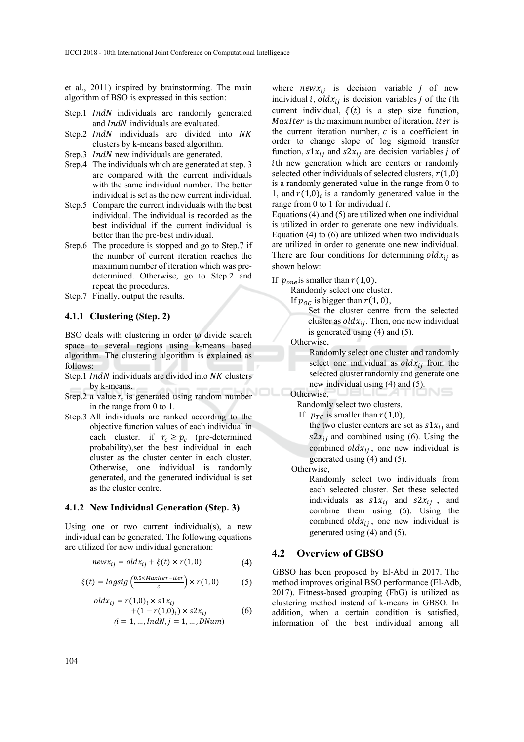et al., 2011) inspired by brainstorming. The main algorithm of BSO is expressed in this section:

- Step.1 $IndN$ individuals are randomly generated and $IndN$ individuals are evaluated.
- Step.2 $IndN$ individuals are divided into $NK$ clusters by k-means based algorithm.
- Step.3 $IndN$ new individuals are generated.
- Step.4 The individuals which are generated at step. 3 are compared with the current individuals with the same individual number. The better individual is set as the new current individual.
- Step.5 Compare the current individuals with the best individual. The individual is recorded as the best individual if the current individual is better than the pre-best individual.
- Step.6 The procedure is stopped and go to Step.7 if the number of current iteration reaches the maximum number of iteration which was pre-determined. Otherwise, go to Step.2 and repeat the procedures.
- Step.7 Finally, output the results.

### 4.1.1 Clustering (Step. 2)

BSO deals with clustering in order to divide search space to several regions using k-means based algorithm. The clustering algorithm is explained as follows:

- Step.1 $IndN$ individuals are divided into $NK$ clusters by k-means.
- Step.2 a value $r_c$ is generated using random number in the range from 0 to 1.
- Step.3 All individuals are ranked according to the objective function values of each individual in each cluster. if $r_c \geq p_c$ (pre-determined probability),set the best individual in each cluster as the cluster center in each cluster. Otherwise, one individual is randomly generated, and the generated individual is set as the cluster centre.

### 4.1.2 New Individual Generation (Step. 3)

Using one or two current individual(s), a new individual can be generated. The following equations are utilized for new individual generation:

$$newx_{ij} = oldx_{ij} + \xi(t) \times r(1,0) \tag{4}$$

$$\xi(t) = logsig\left(\frac{0.5 \times MaxIter - iter}{c}\right) \times r(1,0) \tag{5}$$

$$oldx_{ij} = r(1,0)_i \times s1x_{ij} + (1 - r(1,0)_i) \times s2x_{ij} \tag{6}$$
$$(i = 1, \ldots, IndN, j = 1, \ldots, DNum)$$

where $newx_{ij}$ is decision variable $j$ of new individual $i$, $oldx_{ij}$ is decision variables $j$ of the $i$th current individual, $\xi(t)$ is a step size function, $MaxIter$ is the maximum number of iteration, $iter$ is the current iteration number, $c$ is a coefficient in order to change slope of log sigmoid transfer function, $s1x_{ij}$ and $s2x_{ij}$ are decision variables $j$ of $i$th new generation which are centers or randomly selected other individuals of selected clusters, $r(1,0)$ is a randomly generated value in the range from 0 to 1, and $r(1,0)_i$ is a randomly generated value in the range from 0 to 1 for individual $i$.

Equations (4) and (5) are utilized when one individual is utilized in order to generate one new individuals. Equation (4) to (6) are utilized when two individuals are utilized in order to generate one new individual. There are four conditions for determining $oldx_{ij}$ as shown below:

If $p_{one}$ is smaller than $r(1,0)$,
  Randomly select one cluster.
  If $p_{OC}$ is bigger than $r(1,0)$,
    Set the cluster centre from the selected cluster as $oldx_{ij}$. Then, one new individual is generated using (4) and (5).
  Otherwise,
    Randomly select one cluster and randomly select one individual as $oldx_{ij}$ from the selected cluster randomly and generate one new individual using (4) and (5).
Otherwise,
  Randomly select two clusters.
  If $p_{TC}$ is smaller than $r(1,0)$,
    the two cluster centers are set as $s1x_{ij}$ and $s2x_{ij}$ and combined using (6). Using the combined $oldx_{ij}$, one new individual is generated using (4) and (5).
  Otherwise,
    Randomly select two individuals from each selected cluster. Set these selected individuals as $s1x_{ij}$ and $s2x_{ij}$, and combine them using (6). Using the combined $oldx_{ij}$, one new individual is generated using (4) and (5).

## 4.2 Overview of GBSO

GBSO has been proposed by El-Abd in 2017. The method improves original BSO performance (El-Adb, 2017). Fitness-based grouping (FbG) is utilized as clustering method instead of k-means in GBSO. In addition, when a certain condition is satisfied, information of the best individual among all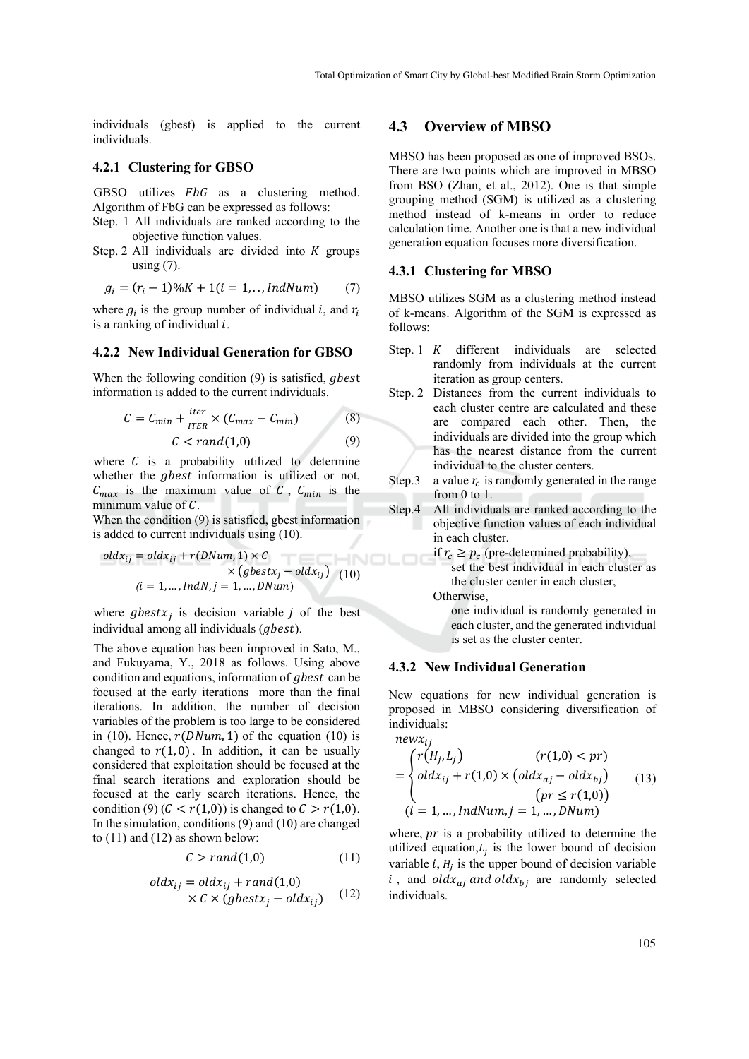individuals (gbest) is applied to the current individuals.

### 4.2.1 Clustering for GBSO

GBSO utilizes $FbG$ as a clustering method. Algorithm of FbG can be expressed as follows:

Step. 1 All individuals are ranked according to the objective function values.

Step. 2 All individuals are divided into $K$ groups using (7).

$$g_i = (r_i - 1)\%K + 1 (i = 1, .., IndNum) \quad (7)$$

where $g_i$ is the group number of individual $i$, and $r_i$ is a ranking of individual $i$.

### 4.2.2 New Individual Generation for GBSO

When the following condition (9) is satisfied, $gbest$ information is added to the current individuals.

$$C = C_{min} + \frac{iter}{ITER} \times (C_{max} - C_{min}) \quad (8)$$

$$C < rand(1,0) \quad (9)$$

where $C$ is a probability utilized to determine whether the $gbest$ information is utilized or not, $C_{max}$ is the maximum value of $C$, $C_{min}$ is the minimum value of $C$.

When the condition (9) is satisfied, gbest information is added to current individuals using (10).

$$oldx_{ij} = oldx_{ij} + r(DNum, 1) \times C \times (gbestx_j - oldx_{ij}) \quad (10)$$
$$(i = 1, \ldots, IndN, j = 1, \ldots, DNum)$$

where $gbestx_j$ is decision variable $j$ of the best individual among all individuals ($gbest$).

The above equation has been improved in Sato, M., and Fukuyama, Y., 2018 as follows. Using above condition and equations, information of $gbest$ can be focused at the early iterations more than the final iterations. In addition, the number of decision variables of the problem is too large to be considered in (10). Hence, $r(DNum, 1)$ of the equation (10) is changed to $r(1,0)$. In addition, it can be usually considered that exploitation should be focused at the final search iterations and exploration should be focused at the early search iterations. Hence, the condition (9) ($C < r(1,0)$) is changed to $C > r(1,0)$. In the simulation, conditions (9) and (10) are changed to (11) and (12) as shown below:

$$C > rand(1,0) \quad (11)$$

$$oldx_{ij} = oldx_{ij} + rand(1,0) \times C \times (gbestx_j - oldx_{ij}) \quad (12)$$

## 4.3 Overview of MBSO

MBSO has been proposed as one of improved BSOs. There are two points which are improved in MBSO from BSO (Zhan, et al., 2012). One is that simple grouping method (SGM) is utilized as a clustering method instead of k-means in order to reduce calculation time. Another one is that a new individual generation equation focuses more diversification.

### 4.3.1 Clustering for MBSO

MBSO utilizes SGM as a clustering method instead of k-means. Algorithm of the SGM is expressed as follows:

Step. 1 $K$ different individuals are selected randomly from individuals at the current iteration as group centers.

Step. 2 Distances from the current individuals to each cluster centre are calculated and these are compared each other. Then, the individuals are divided into the group which has the nearest distance from the current individual to the cluster centers.

Step.3 a value $r_c$ is randomly generated in the range from 0 to 1.

Step.4 All individuals are ranked according to the objective function values of each individual in each cluster.
- if $r_c \geq p_c$ (pre-determined probability),
  - set the best individual in each cluster as the cluster center in each cluster,
- Otherwise,
  - one individual is randomly generated in each cluster, and the generated individual is set as the cluster center.

### 4.3.2 New Individual Generation

New equations for new individual generation is proposed in MBSO considering diversification of individuals:

$$newx_{ij} = \begin{cases} r(H_j, L_j) & (r(1,0) < pr) \\ oldx_{ij} + r(1,0) \times (oldx_{aj} - oldx_{bj}) & (pr \leq r(1,0)) \end{cases} \quad (13)$$
$$(i = 1, \ldots, IndNum, j = 1, \ldots, DNum)$$

where, $pr$ is a probability utilized to determine the utilized equation, $L_j$ is the lower bound of decision variable $i$, $H_j$ is the upper bound of decision variable $i$, and $oldx_{aj}$ $and$ $oldx_{bj}$ are randomly selected individuals.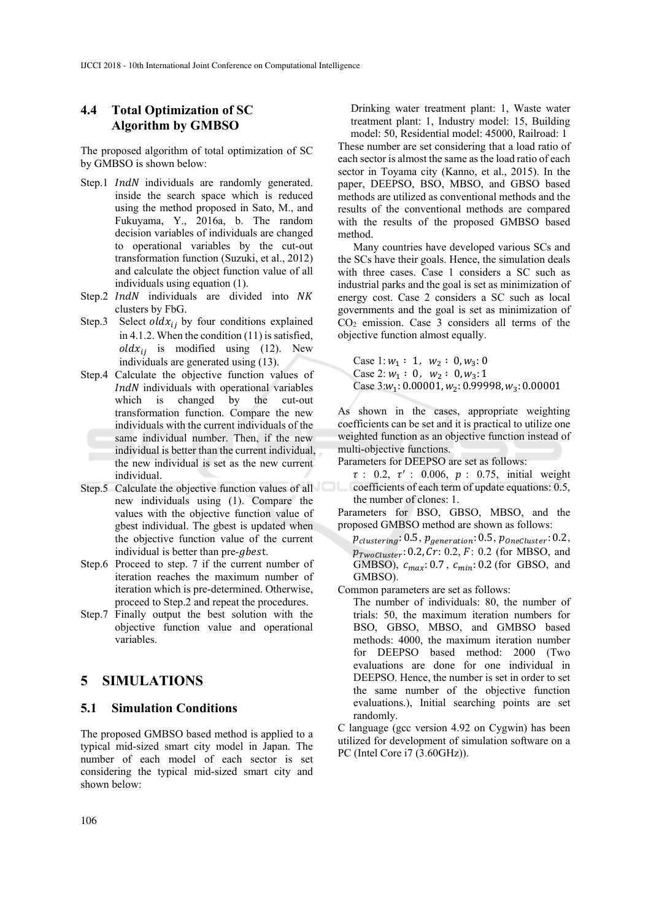### 4.4 Total Optimization of SC Algorithm by GMBSO

The proposed algorithm of total optimization of SC by GMBSO is shown below:

- Step.1 $IndN$ individuals are randomly generated. inside the search space which is reduced using the method proposed in Sato, M., and Fukuyama, Y., 2016a, b. The random decision variables of individuals are changed to operational variables by the cut-out transformation function (Suzuki, et al., 2012) and calculate the object function value of all individuals using equation (1).
- Step.2 $IndN$ individuals are divided into $NK$ clusters by FbG.
- Step.3 Select $oldx_{ij}$ by four conditions explained in 4.1.2. When the condition (11) is satisfied, $oldx_{ij}$ is modified using (12). New individuals are generated using (13).
- Step.4 Calculate the objective function values of $IndN$ individuals with operational variables which is changed by the cut-out transformation function. Compare the new individuals with the current individuals of the same individual number. Then, if the new individual is better than the current individual, the new individual is set as the new current individual.
- Step.5 Calculate the objective function values of all new individuals using (1). Compare the values with the objective function value of gbest individual. The gbest is updated when the objective function value of the current individual is better than pre-$gbest$.
- Step.6 Proceed to step. 7 if the current number of iteration reaches the maximum number of iteration which is pre-determined. Otherwise, proceed to Step.2 and repeat the procedures.
- Step.7 Finally output the best solution with the objective function value and operational variables.

## 5 SIMULATIONS

### 5.1 Simulation Conditions

The proposed GMBSO based method is applied to a typical mid-sized smart city model in Japan. The number of each model of each sector is set considering the typical mid-sized smart city and shown below:

Drinking water treatment plant: 1, Waste water treatment plant: 1, Industry model: 15, Building model: 50, Residential model: 45000, Railroad: 1

These number are set considering that a load ratio of each sector is almost the same as the load ratio of each sector in Toyama city (Kanno, et al., 2015). In the paper, DEEPSO, BSO, MBSO, and GBSO based methods are utilized as conventional methods and the results of the conventional methods are compared with the results of the proposed GMBSO based method.

Many countries have developed various SCs and the SCs have their goals. Hence, the simulation deals with three cases. Case 1 considers a SC such as industrial parks and the goal is set as minimization of energy cost. Case 2 considers a SC such as local governments and the goal is set as minimization of $CO_2$ emission. Case 3 considers all terms of the objective function almost equally.

Case 1: $w_1$ : 1, $w_2$ : 0, $w_3$: 0
Case 2: $w_1$ : 0, $w_2$ : 0, $w_3$: 1
Case 3: $w_1$: 0.00001, $w_2$: 0.99998, $w_3$: 0.00001

As shown in the cases, appropriate weighting coefficients can be set and it is practical to utilize one weighted function as an objective function instead of multi-objective functions.

Parameters for DEEPSO are set as follows:

$\tau$ : 0.2, $\tau'$ : 0.006, $p$ : 0.75, initial weight coefficients of each term of update equations: 0.5, the number of clones: 1.

Parameters for BSO, GBSO, MBSO, and the proposed GMBSO method are shown as follows:

$p_{clustering}$: 0.5, $p_{generation}$: 0.5, $p_{OneCluster}$: 0.2, $p_{TwoCluster}$: 0.2, $Cr$: 0.2, $F$: 0.2 (for MBSO, and GMBSO), $c_{max}$: 0.7, $c_{min}$: 0.2 (for GBSO, and GMBSO).

Common parameters are set as follows:

The number of individuals: 80, the number of trials: 50, the maximum iteration numbers for BSO, GBSO, MBSO, and GMBSO based methods: 4000, the maximum iteration number for DEEPSO based method: 2000 (Two evaluations are done for one individual in DEEPSO. Hence, the number is set in order to set the same number of the objective function evaluations.), Initial searching points are set randomly.

C language (gcc version 4.92 on Cygwin) has been utilized for development of simulation software on a PC (Intel Core i7 (3.60GHz)).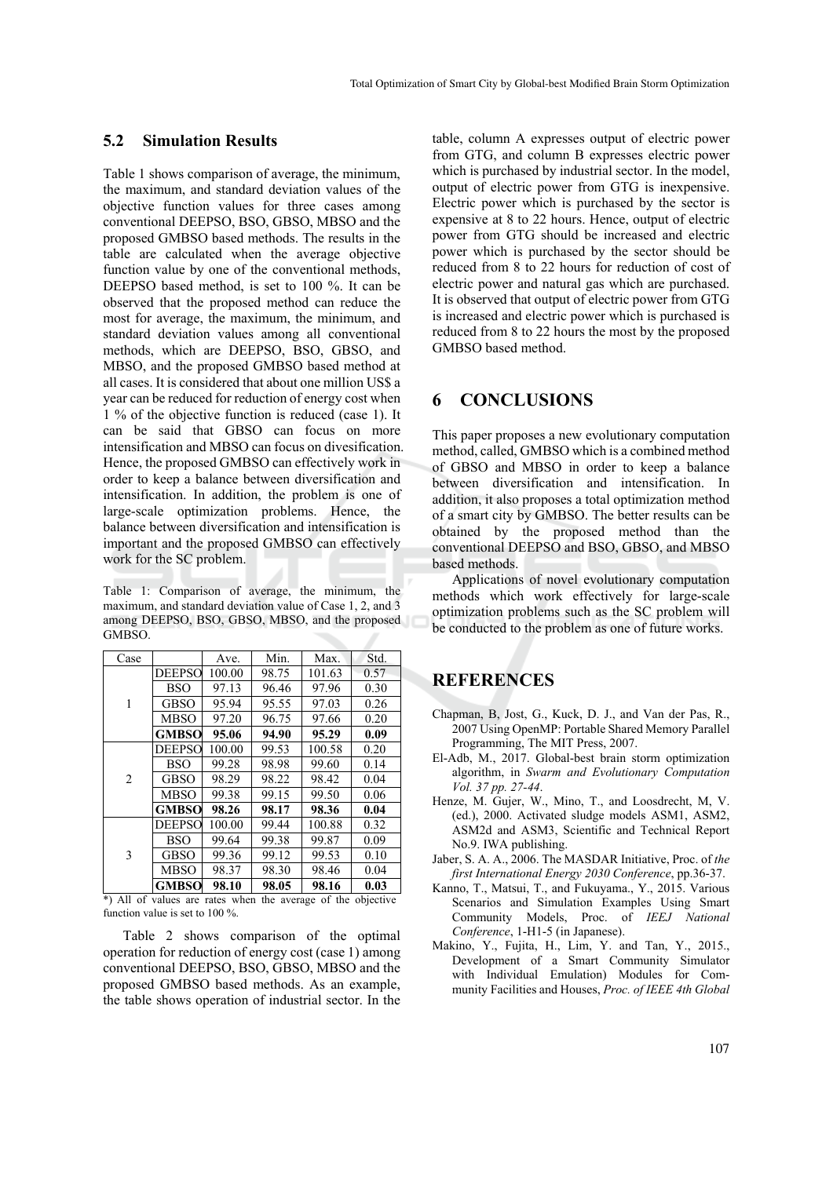### 5.2 Simulation Results

Table 1 shows comparison of average, the minimum, the maximum, and standard deviation values of the objective function values for three cases among conventional DEEPSO, BSO, GBSO, MBSO and the proposed GMBSO based methods. The results in the table are calculated when the average objective function value by one of the conventional methods, DEEPSO based method, is set to 100 %. It can be observed that the proposed method can reduce the most for average, the maximum, the minimum, and standard deviation values among all conventional methods, which are DEEPSO, BSO, GBSO, and MBSO, and the proposed GMBSO based method at all cases. It is considered that about one million US$ a year can be reduced for reduction of energy cost when 1 % of the objective function is reduced (case 1). It can be said that GBSO can focus on more intensification and MBSO can focus on divesification. Hence, the proposed GMBSO can effectively work in order to keep a balance between diversification and intensification. In addition, the problem is one of large-scale optimization problems. Hence, the balance between diversification and intensification is important and the proposed GMBSO can effectively work for the SC problem.

Table 1: Comparison of average, the minimum, the maximum, and standard deviation value of Case 1, 2, and 3 among DEEPSO, BSO, GBSO, MBSO, and the proposed GMBSO.

| Case | | Ave. | Min. | Max. | Std. |
|---|---|---|---|---|---|
| 1 | DEEPSO | 100.00 | 98.75 | 101.63 | 0.57 |
| | BSO | 97.13 | 96.46 | 97.96 | 0.30 |
| | GBSO | 95.94 | 95.55 | 97.03 | 0.26 |
| | MBSO | 97.20 | 96.75 | 97.66 | 0.20 |
| | **GMBSO** | **95.06** | **94.90** | **95.29** | **0.09** |
| 2 | DEEPSO | 100.00 | 99.53 | 100.58 | 0.20 |
| | BSO | 99.28 | 98.98 | 99.60 | 0.14 |
| | GBSO | 98.29 | 98.22 | 98.42 | 0.04 |
| | MBSO | 99.38 | 99.15 | 99.50 | 0.06 |
| | **GMBSO** | **98.26** | **98.17** | **98.36** | **0.04** |
| 3 | DEEPSO | 100.00 | 99.44 | 100.88 | 0.32 |
| | BSO | 99.64 | 99.38 | 99.87 | 0.09 |
| | GBSO | 99.36 | 99.12 | 99.53 | 0.10 |
| | MBSO | 98.37 | 98.30 | 98.46 | 0.04 |
| | **GMBSO** | **98.10** | **98.05** | **98.16** | **0.03** |

*) All of values are rates when the average of the objective function value is set to 100 %.

Table 2 shows comparison of the optimal operation for reduction of energy cost (case 1) among conventional DEEPSO, BSO, GBSO, MBSO and the proposed GMBSO based methods. As an example, the table shows operation of industrial sector. In the table, column A expresses output of electric power from GTG, and column B expresses electric power which is purchased by industrial sector. In the model, output of electric power from GTG is inexpensive. Electric power which is purchased by the sector is expensive at 8 to 22 hours. Hence, output of electric power from GTG should be increased and electric power which is purchased by the sector should be reduced from 8 to 22 hours for reduction of cost of electric power and natural gas which are purchased. It is observed that output of electric power from GTG is increased and electric power which is purchased is reduced from 8 to 22 hours the most by the proposed GMBSO based method.

## 6 CONCLUSIONS

This paper proposes a new evolutionary computation method, called, GMBSO which is a combined method of GBSO and MBSO in order to keep a balance between diversification and intensification. In addition, it also proposes a total optimization method of a smart city by GMBSO. The better results can be obtained by the proposed method than the conventional DEEPSO and BSO, GBSO, and MBSO based methods.

Applications of novel evolutionary computation methods which work effectively for large-scale optimization problems such as the SC problem will be conducted to the problem as one of future works.

## REFERENCES

Chapman, B, Jost, G., Kuck, D. J., and Van der Pas, R., 2007 Using OpenMP: Portable Shared Memory Parallel Programming, The MIT Press, 2007.

El-Adb, M., 2017. Global-best brain storm optimization algorithm, in *Swarm and Evolutionary Computation Vol. 37 pp. 27-44*.

Henze, M. Gujer, W., Mino, T., and Loosdrecht, M, V. (ed.), 2000. Activated sludge models ASM1, ASM2, ASM2d and ASM3, Scientific and Technical Report No.9. IWA publishing.

Jaber, S. A. A., 2006. The MASDAR Initiative, Proc. of *the first International Energy 2030 Conference*, pp.36-37.

Kanno, T., Matsui, T., and Fukuyama., Y., 2015. Various Scenarios and Simulation Examples Using Smart Community Models, Proc. of *IEEJ National Conference*, 1-H1-5 (in Japanese).

Makino, Y., Fujita, H., Lim, Y. and Tan, Y., 2015., Development of a Smart Community Simulator with Individual Emulation) Modules for Community Facilities and Houses, *Proc. of IEEE 4th Global*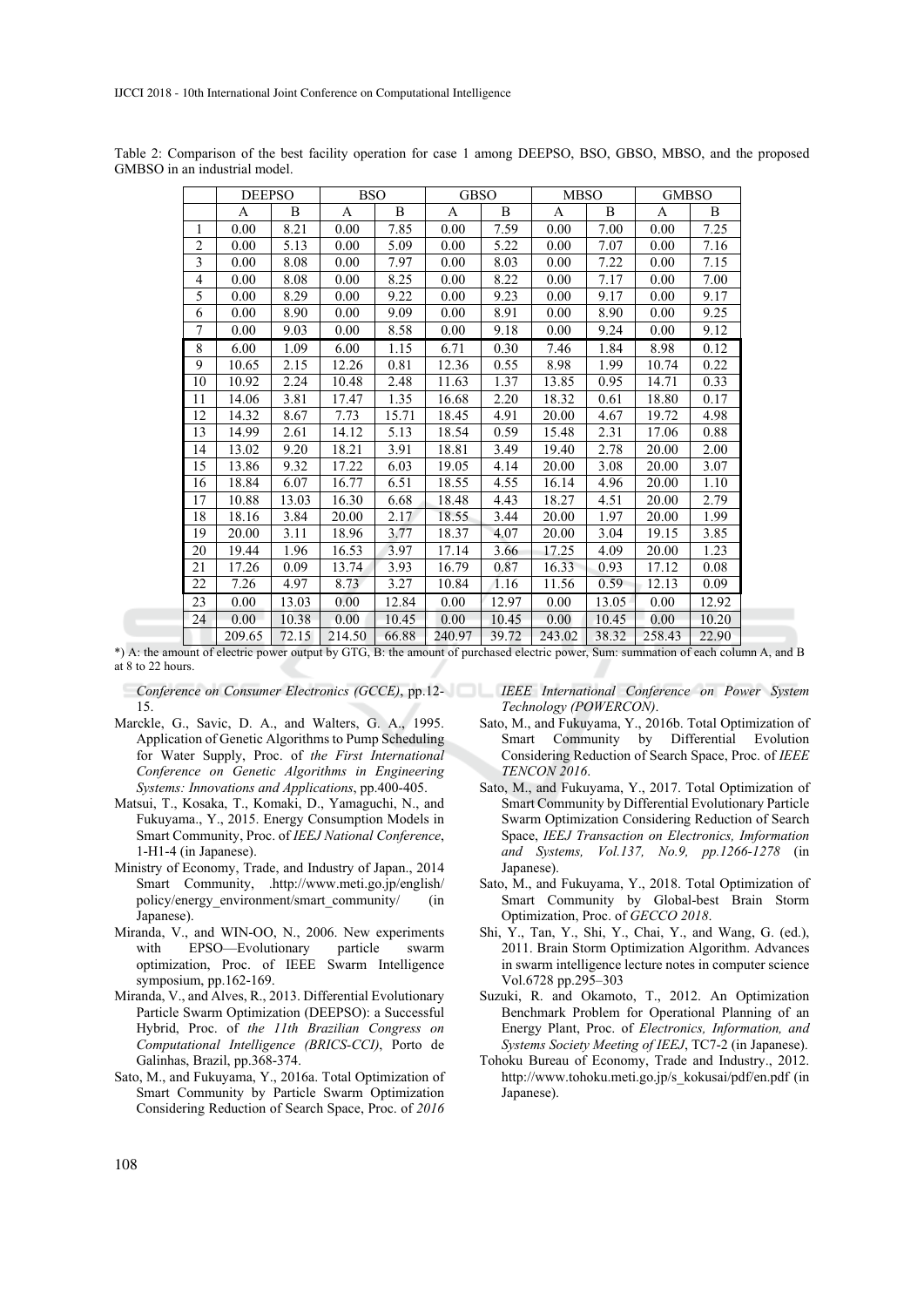Table 2: Comparison of the best facility operation for case 1 among DEEPSO, BSO, GBSO, MBSO, and the proposed GMBSO in an industrial model.

| | DEEPSO | | BSO | | GBSO | | MBSO | | GMBSO | |
|---|---|---|---|---|---|---|---|---|---|---|
| | A | B | A | B | A | B | A | B | A | B |
| 1 | 0.00 | 8.21 | 0.00 | 7.85 | 0.00 | 7.59 | 0.00 | 7.00 | 0.00 | 7.25 |
| 2 | 0.00 | 5.13 | 0.00 | 5.09 | 0.00 | 5.22 | 0.00 | 7.07 | 0.00 | 7.16 |
| 3 | 0.00 | 8.08 | 0.00 | 7.97 | 0.00 | 8.03 | 0.00 | 7.22 | 0.00 | 7.15 |
| 4 | 0.00 | 8.08 | 0.00 | 8.25 | 0.00 | 8.22 | 0.00 | 7.17 | 0.00 | 7.00 |
| 5 | 0.00 | 8.29 | 0.00 | 9.22 | 0.00 | 9.23 | 0.00 | 9.17 | 0.00 | 9.17 |
| 6 | 0.00 | 8.90 | 0.00 | 9.09 | 0.00 | 8.91 | 0.00 | 8.90 | 0.00 | 9.25 |
| 7 | 0.00 | 9.03 | 0.00 | 8.58 | 0.00 | 9.18 | 0.00 | 9.24 | 0.00 | 9.12 |
| 8 | 6.00 | 1.09 | 6.00 | 1.15 | 6.71 | 0.30 | 7.46 | 1.84 | 8.98 | 0.12 |
| 9 | 10.65 | 2.15 | 12.26 | 0.81 | 12.36 | 0.55 | 8.98 | 1.99 | 10.74 | 0.22 |
| 10 | 10.92 | 2.24 | 10.48 | 2.48 | 11.63 | 1.37 | 13.85 | 0.95 | 14.71 | 0.33 |
| 11 | 14.06 | 3.81 | 17.47 | 1.35 | 16.68 | 2.20 | 18.32 | 0.61 | 18.80 | 0.17 |
| 12 | 14.32 | 8.67 | 7.73 | 15.71 | 18.45 | 4.91 | 20.00 | 4.67 | 19.72 | 4.98 |
| 13 | 14.99 | 2.61 | 14.12 | 5.13 | 18.54 | 0.59 | 15.48 | 2.31 | 17.06 | 0.88 |
| 14 | 13.02 | 9.20 | 18.21 | 3.91 | 18.81 | 3.49 | 19.40 | 2.78 | 20.00 | 2.00 |
| 15 | 13.86 | 9.32 | 17.22 | 6.03 | 19.05 | 4.14 | 20.00 | 3.08 | 20.00 | 3.07 |
| 16 | 18.84 | 6.07 | 16.77 | 6.51 | 18.55 | 4.55 | 16.14 | 4.96 | 20.00 | 1.10 |
| 17 | 10.88 | 13.03 | 16.30 | 6.68 | 18.48 | 4.43 | 18.27 | 4.51 | 20.00 | 2.79 |
| 18 | 18.16 | 3.84 | 20.00 | 2.17 | 18.55 | 3.44 | 20.00 | 1.97 | 20.00 | 1.99 |
| 19 | 20.00 | 3.11 | 18.96 | 3.77 | 18.37 | 4.07 | 20.00 | 3.04 | 19.15 | 3.85 |
| 20 | 19.44 | 1.96 | 16.53 | 3.97 | 17.14 | 3.66 | 17.25 | 4.09 | 20.00 | 1.23 |
| 21 | 17.26 | 0.09 | 13.74 | 3.93 | 16.79 | 0.87 | 16.33 | 0.93 | 17.12 | 0.08 |
| 22 | 7.26 | 4.97 | 8.73 | 3.27 | 10.84 | 1.16 | 11.56 | 0.59 | 12.13 | 0.09 |
| 23 | 0.00 | 13.03 | 0.00 | 12.84 | 0.00 | 12.97 | 0.00 | 13.05 | 0.00 | 12.92 |
| 24 | 0.00 | 10.38 | 0.00 | 10.45 | 0.00 | 10.45 | 0.00 | 10.45 | 0.00 | 10.20 |
| | 209.65 | 72.15 | 214.50 | 66.88 | 240.97 | 39.72 | 243.02 | 38.32 | 258.43 | 22.90 |

*) A: the amount of electric power output by GTG, B: the amount of purchased electric power, Sum: summation of each column A, and B at 8 to 22 hours.

*Conference on Consumer Electronics (GCCE)*, pp.12-15.

Marckle, G., Savic, D. A., and Walters, G. A., 1995. Application of Genetic Algorithms to Pump Scheduling for Water Supply, Proc. of *the First International Conference on Genetic Algorithms in Engineering Systems: Innovations and Applications*, pp.400-405.

Matsui, T., Kosaka, T., Komaki, D., Yamaguchi, N., and Fukuyama., Y., 2015. Energy Consumption Models in Smart Community, Proc. of *IEEJ National Conference*, 1-H1-4 (in Japanese).

Ministry of Economy, Trade, and Industry of Japan., 2014 Smart Community, .http://www.meti.go.jp/english/policy/energy_environment/smart_community/ (in Japanese).

Miranda, V., and WIN-OO, N., 2006. New experiments with EPSO—Evolutionary particle swarm optimization, Proc. of IEEE Swarm Intelligence symposium, pp.162-169.

Miranda, V., and Alves, R., 2013. Differential Evolutionary Particle Swarm Optimization (DEEPSO): a Successful Hybrid, Proc. of *the 11th Brazilian Congress on Computational Intelligence (BRICS-CCI)*, Porto de Galinhas, Brazil, pp.368-374.

Sato, M., and Fukuyama, Y., 2016a. Total Optimization of Smart Community by Particle Swarm Optimization Considering Reduction of Search Space, Proc. of *2016 IEEE International Conference on Power System Technology (POWERCON)*.

Sato, M., and Fukuyama, Y., 2016b. Total Optimization of Smart Community by Differential Evolution Considering Reduction of Search Space, Proc. of *IEEE TENCON 2016*.

Sato, M., and Fukuyama, Y., 2017. Total Optimization of Smart Community by Differential Evolutionary Particle Swarm Optimization Considering Reduction of Search Space, *IEEJ Transaction on Electronics, Imformation and Systems, Vol.137, No.9, pp.1266-1278* (in Japanese).

Sato, M., and Fukuyama, Y., 2018. Total Optimization of Smart Community by Global-best Brain Storm Optimization, Proc. of *GECCO 2018*.

Shi, Y., Tan, Y., Shi, Y., Chai, Y., and Wang, G. (ed.), 2011. Brain Storm Optimization Algorithm. Advances in swarm intelligence lecture notes in computer science Vol.6728 pp.295–303

Suzuki, R. and Okamoto, T., 2012. An Optimization Benchmark Problem for Operational Planning of an Energy Plant, Proc. of *Electronics, Information, and Systems Society Meeting of IEEJ*, TC7-2 (in Japanese).

Tohoku Bureau of Economy, Trade and Industry., 2012. http://www.tohoku.meti.go.jp/s_kokusai/pdf/en.pdf (in Japanese).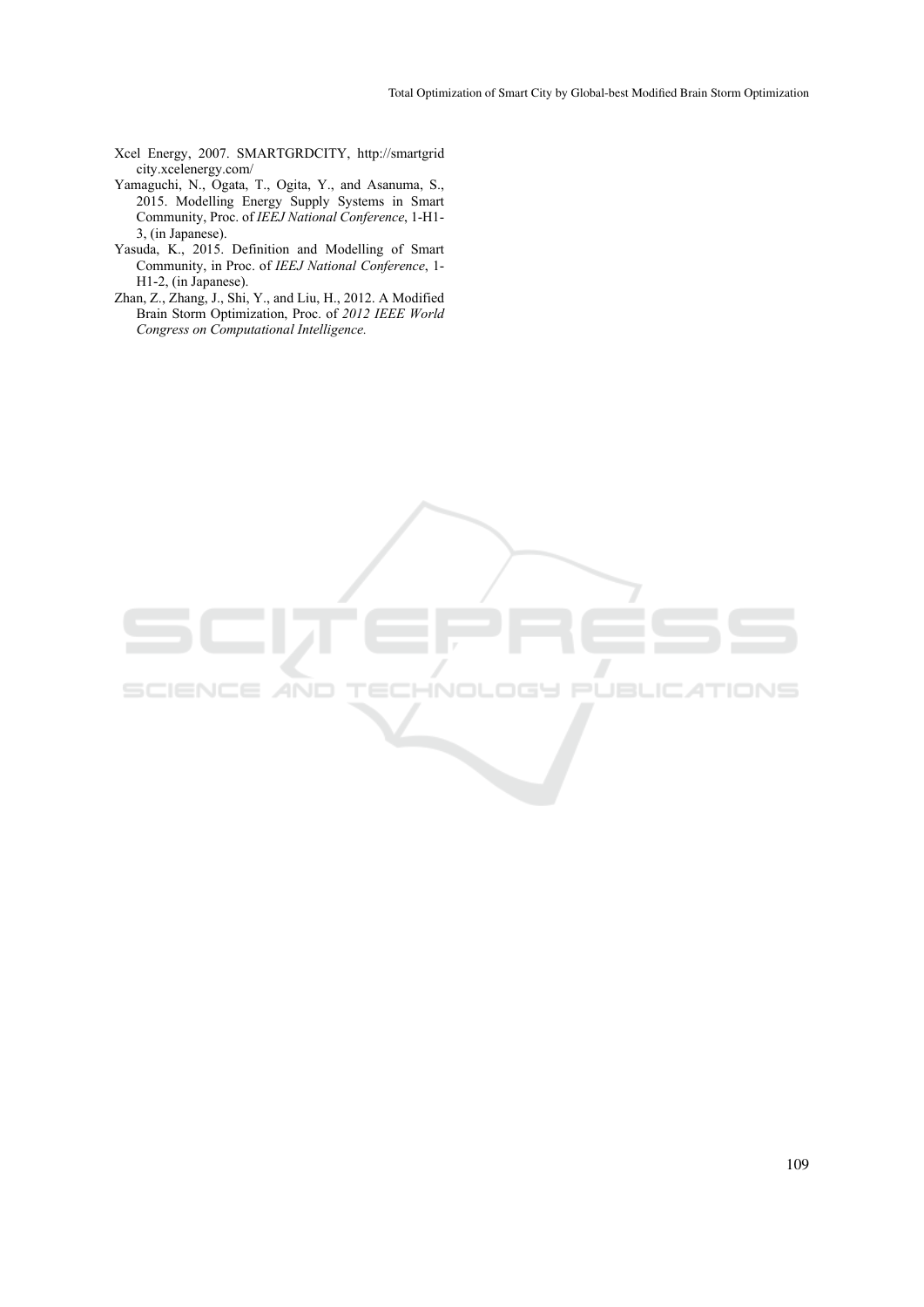Xcel Energy, 2007. SMARTGRDCITY, http://smartgridcity.xcelenergy.com/

Yamaguchi, N., Ogata, T., Ogita, Y., and Asanuma, S., 2015. Modelling Energy Supply Systems in Smart Community, Proc. of *IEEJ National Conference*, 1-H1-3, (in Japanese).

Yasuda, K., 2015. Definition and Modelling of Smart Community, in Proc. of *IEEJ National Conference*, 1-H1-2, (in Japanese).

Zhan, Z., Zhang, J., Shi, Y., and Liu, H., 2012. A Modified Brain Storm Optimization, Proc. of *2012 IEEE World Congress on Computational Intelligence.*